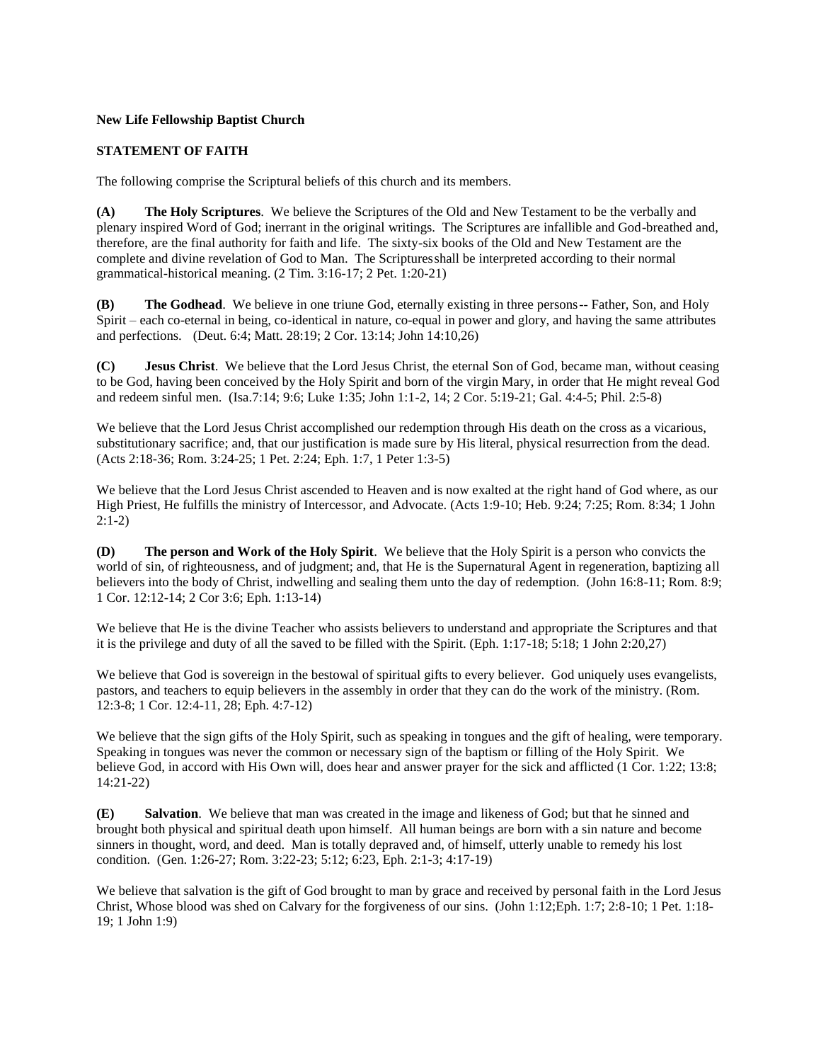**New Life Fellowship Baptist Church**

**STATEMENT OF FAITH**

The following comprise the Scriptural beliefs of this church and its members.

**(A) The Holy Scriptures**. We believe the Scriptures of the Old and New Testament to be the verbally and plenary inspired Word of God; inerrant in the original writings. The Scriptures are infallible and God-breathed and, therefore, are the final authority for faith and life. The sixty-six books of the Old and New Testament are the complete and divine revelation of God to Man. The Scripturesshall be interpreted according to their normal grammatical-historical meaning. (2 Tim. 3:16-17; 2 Pet. 1:20-21)

**(B) The Godhead**. We believe in one triune God, eternally existing in three persons-- Father, Son, and Holy Spirit – each co-eternal in being, co-identical in nature, co-equal in power and glory, and having the same attributes and perfections. (Deut. 6:4; Matt. 28:19; 2 Cor. 13:14; John 14:10,26)

**(C) Jesus Christ**. We believe that the Lord Jesus Christ, the eternal Son of God, became man, without ceasing to be God, having been conceived by the Holy Spirit and born of the virgin Mary, in order that He might reveal God and redeem sinful men. (Isa.7:14; 9:6; Luke 1:35; John 1:1-2, 14; 2 Cor. 5:19-21; Gal. 4:4-5; Phil. 2:5-8)

We believe that the Lord Jesus Christ accomplished our redemption through His death on the cross as a vicarious, substitutionary sacrifice; and, that our justification is made sure by His literal, physical resurrection from the dead. (Acts 2:18-36; Rom. 3:24-25; 1 Pet. 2:24; Eph. 1:7, 1 Peter 1:3-5)

We believe that the Lord Jesus Christ ascended to Heaven and is now exalted at the right hand of God where, as our High Priest, He fulfills the ministry of Intercessor, and Advocate. (Acts 1:9-10; Heb. 9:24; 7:25; Rom. 8:34; 1 John 2:1-2)

**(D) The person and Work of the Holy Spirit**. We believe that the Holy Spirit is a person who convicts the world of sin, of righteousness, and of judgment; and, that He is the Supernatural Agent in regeneration, baptizing all believers into the body of Christ, indwelling and sealing them unto the day of redemption. (John 16:8-11; Rom. 8:9; 1 Cor. 12:12-14; 2 Cor 3:6; Eph. 1:13-14)

We believe that He is the divine Teacher who assists believers to understand and appropriate the Scriptures and that it is the privilege and duty of all the saved to be filled with the Spirit. (Eph. 1:17-18; 5:18; 1 John 2:20,27)

We believe that God is sovereign in the bestowal of spiritual gifts to every believer. God uniquely uses evangelists, pastors, and teachers to equip believers in the assembly in order that they can do the work of the ministry. (Rom. 12:3-8; 1 Cor. 12:4-11, 28; Eph. 4:7-12)

We believe that the sign gifts of the Holy Spirit, such as speaking in tongues and the gift of healing, were temporary. Speaking in tongues was never the common or necessary sign of the baptism or filling of the Holy Spirit. We believe God, in accord with His Own will, does hear and answer prayer for the sick and afflicted (1 Cor. 1:22; 13:8; 14:21-22)

**(E) Salvation**. We believe that man was created in the image and likeness of God; but that he sinned and brought both physical and spiritual death upon himself. All human beings are born with a sin nature and become sinners in thought, word, and deed. Man is totally depraved and, of himself, utterly unable to remedy his lost condition. (Gen. 1:26-27; Rom. 3:22-23; 5:12; 6:23, Eph. 2:1-3; 4:17-19)

We believe that salvation is the gift of God brought to man by grace and received by personal faith in the Lord Jesus Christ, Whose blood was shed on Calvary for the forgiveness of our sins. (John 1:12;Eph. 1:7; 2:8-10; 1 Pet. 1:18-19; 1 John 1:9)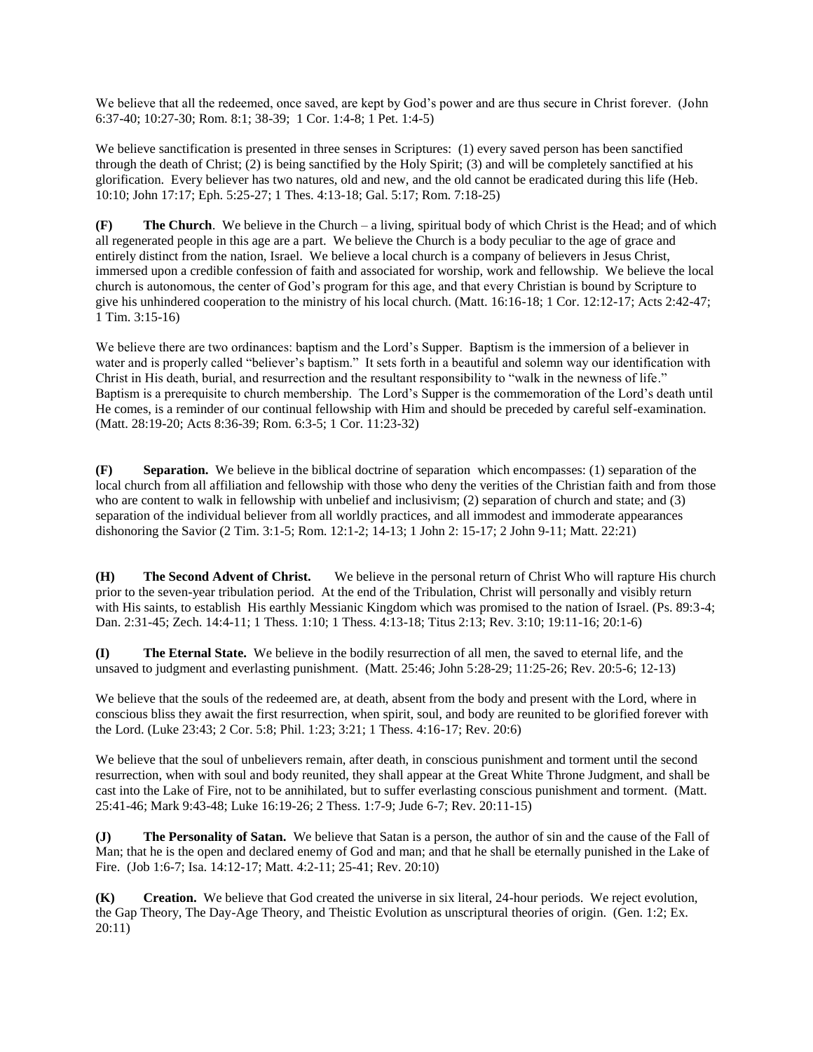We believe that all the redeemed, once saved, are kept by God's power and are thus secure in Christ forever. (John 6:37-40; 10:27-30; Rom. 8:1; 38-39; 1 Cor. 1:4-8; 1 Pet. 1:4-5)

We believe sanctification is presented in three senses in Scriptures: (1) every saved person has been sanctified through the death of Christ; (2) is being sanctified by the Holy Spirit; (3) and will be completely sanctified at his glorification. Every believer has two natures, old and new, and the old cannot be eradicated during this life (Heb. 10:10; John 17:17; Eph. 5:25-27; 1 Thes. 4:13-18; Gal. 5:17; Rom. 7:18-25)

**(F) The Church**. We believe in the Church – a living, spiritual body of which Christ is the Head; and of which all regenerated people in this age are a part. We believe the Church is a body peculiar to the age of grace and entirely distinct from the nation, Israel. We believe a local church is a company of believers in Jesus Christ, immersed upon a credible confession of faith and associated for worship, work and fellowship. We believe the local church is autonomous, the center of God's program for this age, and that every Christian is bound by Scripture to give his unhindered cooperation to the ministry of his local church. (Matt. 16:16-18; 1 Cor. 12:12-17; Acts 2:42-47; 1 Tim. 3:15-16)

We believe there are two ordinances: baptism and the Lord's Supper. Baptism is the immersion of a believer in water and is properly called "believer's baptism." It sets forth in a beautiful and solemn way our identification with Christ in His death, burial, and resurrection and the resultant responsibility to "walk in the newness of life." Baptism is a prerequisite to church membership. The Lord's Supper is the commemoration of the Lord's death until He comes, is a reminder of our continual fellowship with Him and should be preceded by careful self-examination. (Matt. 28:19-20; Acts 8:36-39; Rom. 6:3-5; 1 Cor. 11:23-32)

**(F) Separation.** We believe in the biblical doctrine of separation which encompasses: (1) separation of the local church from all affiliation and fellowship with those who deny the verities of the Christian faith and from those who are content to walk in fellowship with unbelief and inclusivism; (2) separation of church and state; and (3) separation of the individual believer from all worldly practices, and all immodest and immoderate appearances dishonoring the Savior (2 Tim. 3:1-5; Rom. 12:1-2; 14-13; 1 John 2: 15-17; 2 John 9-11; Matt. 22:21)

**(H) The Second Advent of Christ.** We believe in the personal return of Christ Who will rapture His church prior to the seven-year tribulation period. At the end of the Tribulation, Christ will personally and visibly return with His saints, to establish His earthly Messianic Kingdom which was promised to the nation of Israel. (Ps. 89:3-4; Dan. 2:31-45; Zech. 14:4-11; 1 Thess. 1:10; 1 Thess. 4:13-18; Titus 2:13; Rev. 3:10; 19:11-16; 20:1-6)

**(I) The Eternal State.** We believe in the bodily resurrection of all men, the saved to eternal life, and the unsaved to judgment and everlasting punishment. (Matt. 25:46; John 5:28-29; 11:25-26; Rev. 20:5-6; 12-13)

We believe that the souls of the redeemed are, at death, absent from the body and present with the Lord, where in conscious bliss they await the first resurrection, when spirit, soul, and body are reunited to be glorified forever with the Lord. (Luke 23:43; 2 Cor. 5:8; Phil. 1:23; 3:21; 1 Thess. 4:16-17; Rev. 20:6)

We believe that the soul of unbelievers remain, after death, in conscious punishment and torment until the second resurrection, when with soul and body reunited, they shall appear at the Great White Throne Judgment, and shall be cast into the Lake of Fire, not to be annihilated, but to suffer everlasting conscious punishment and torment. (Matt. 25:41-46; Mark 9:43-48; Luke 16:19-26; 2 Thess. 1:7-9; Jude 6-7; Rev. 20:11-15)

**(J) The Personality of Satan.** We believe that Satan is a person, the author of sin and the cause of the Fall of Man; that he is the open and declared enemy of God and man; and that he shall be eternally punished in the Lake of Fire. (Job 1:6-7; Isa. 14:12-17; Matt. 4:2-11; 25-41; Rev. 20:10)

**(K) Creation.** We believe that God created the universe in six literal, 24-hour periods. We reject evolution, the Gap Theory, The Day-Age Theory, and Theistic Evolution as unscriptural theories of origin. (Gen. 1:2; Ex. 20:11)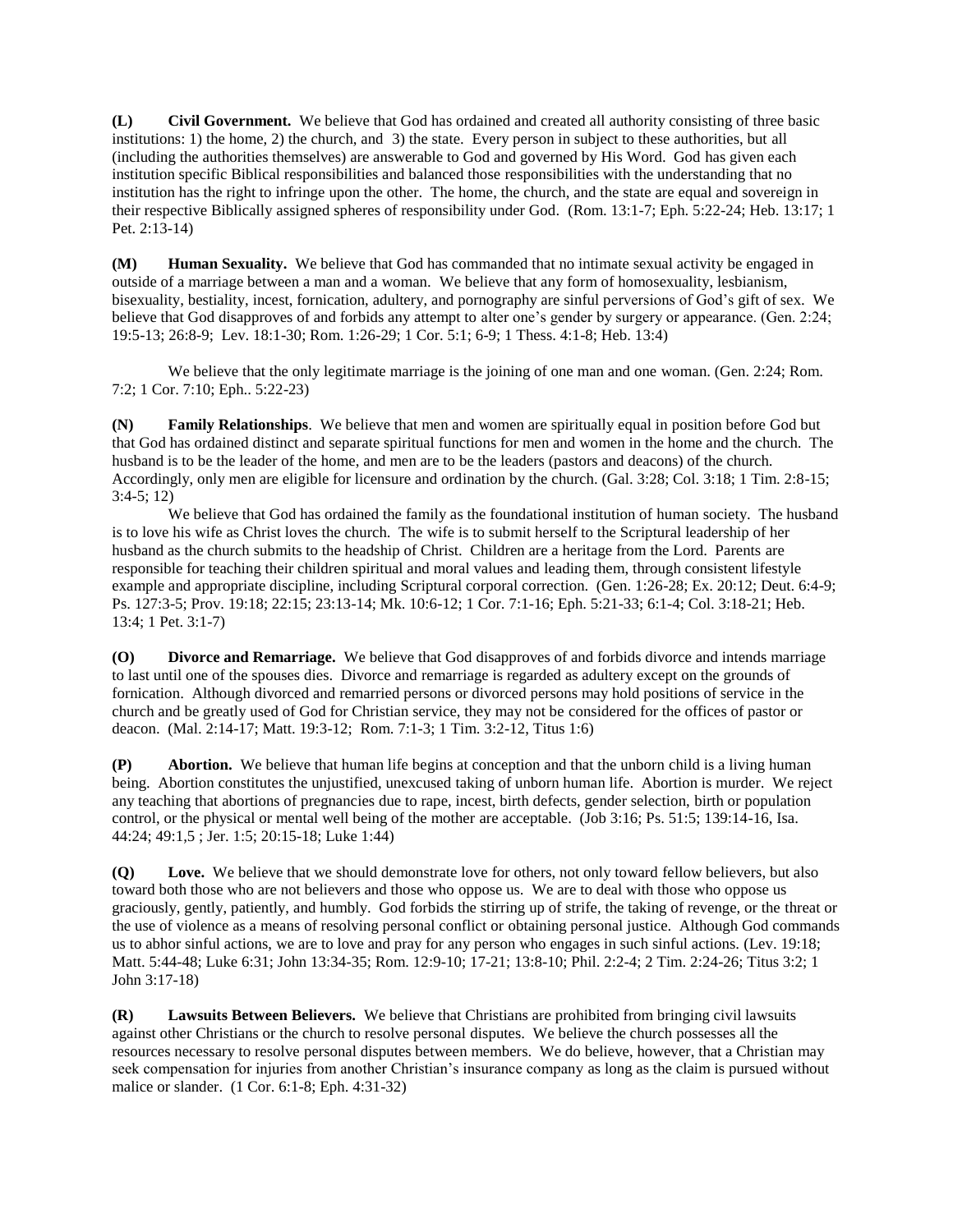**(L) Civil Government.** We believe that God has ordained and created all authority consisting of three basic institutions: 1) the home, 2) the church, and 3) the state. Every person in subject to these authorities, but all (including the authorities themselves) are answerable to God and governed by His Word. God has given each institution specific Biblical responsibilities and balanced those responsibilities with the understanding that no institution has the right to infringe upon the other. The home, the church, and the state are equal and sovereign in their respective Biblically assigned spheres of responsibility under God. (Rom. 13:1-7; Eph. 5:22-24; Heb. 13:17; 1 Pet. 2:13-14)

**(M) Human Sexuality.** We believe that God has commanded that no intimate sexual activity be engaged in outside of a marriage between a man and a woman. We believe that any form of homosexuality, lesbianism, bisexuality, bestiality, incest, fornication, adultery, and pornography are sinful perversions of God's gift of sex. We believe that God disapproves of and forbids any attempt to alter one's gender by surgery or appearance. (Gen. 2:24; 19:5-13; 26:8-9; Lev. 18:1-30; Rom. 1:26-29; 1 Cor. 5:1; 6-9; 1 Thess. 4:1-8; Heb. 13:4)

We believe that the only legitimate marriage is the joining of one man and one woman. (Gen. 2:24; Rom. 7:2; 1 Cor. 7:10; Eph.. 5:22-23)

**(N) Family Relationships**. We believe that men and women are spiritually equal in position before God but that God has ordained distinct and separate spiritual functions for men and women in the home and the church. The husband is to be the leader of the home, and men are to be the leaders (pastors and deacons) of the church. Accordingly, only men are eligible for licensure and ordination by the church. (Gal. 3:28; Col. 3:18; 1 Tim. 2:8-15; 3:4-5; 12)

We believe that God has ordained the family as the foundational institution of human society. The husband is to love his wife as Christ loves the church. The wife is to submit herself to the Scriptural leadership of her husband as the church submits to the headship of Christ. Children are a heritage from the Lord. Parents are responsible for teaching their children spiritual and moral values and leading them, through consistent lifestyle example and appropriate discipline, including Scriptural corporal correction. (Gen. 1:26-28; Ex. 20:12; Deut. 6:4-9; Ps. 127:3-5; Prov. 19:18; 22:15; 23:13-14; Mk. 10:6-12; 1 Cor. 7:1-16; Eph. 5:21-33; 6:1-4; Col. 3:18-21; Heb. 13:4; 1 Pet. 3:1-7)

**(O) Divorce and Remarriage.** We believe that God disapproves of and forbids divorce and intends marriage to last until one of the spouses dies. Divorce and remarriage is regarded as adultery except on the grounds of fornication. Although divorced and remarried persons or divorced persons may hold positions of service in the church and be greatly used of God for Christian service, they may not be considered for the offices of pastor or deacon. (Mal. 2:14-17; Matt. 19:3-12; Rom. 7:1-3; 1 Tim. 3:2-12, Titus 1:6)

**(P) Abortion.** We believe that human life begins at conception and that the unborn child is a living human being. Abortion constitutes the unjustified, unexcused taking of unborn human life. Abortion is murder. We reject any teaching that abortions of pregnancies due to rape, incest, birth defects, gender selection, birth or population control, or the physical or mental well being of the mother are acceptable. (Job 3:16; Ps. 51:5; 139:14-16, Isa. 44:24; 49:1,5 ; Jer. 1:5; 20:15-18; Luke 1:44)

**(Q) Love.** We believe that we should demonstrate love for others, not only toward fellow believers, but also toward both those who are not believers and those who oppose us. We are to deal with those who oppose us graciously, gently, patiently, and humbly. God forbids the stirring up of strife, the taking of revenge, or the threat or the use of violence as a means of resolving personal conflict or obtaining personal justice. Although God commands us to abhor sinful actions, we are to love and pray for any person who engages in such sinful actions. (Lev. 19:18; Matt. 5:44-48; Luke 6:31; John 13:34-35; Rom. 12:9-10; 17-21; 13:8-10; Phil. 2:2-4; 2 Tim. 2:24-26; Titus 3:2; 1 John 3:17-18)

**(R) Lawsuits Between Believers.** We believe that Christians are prohibited from bringing civil lawsuits against other Christians or the church to resolve personal disputes. We believe the church possesses all the resources necessary to resolve personal disputes between members. We do believe, however, that a Christian may seek compensation for injuries from another Christian's insurance company as long as the claim is pursued without malice or slander. (1 Cor. 6:1-8; Eph. 4:31-32)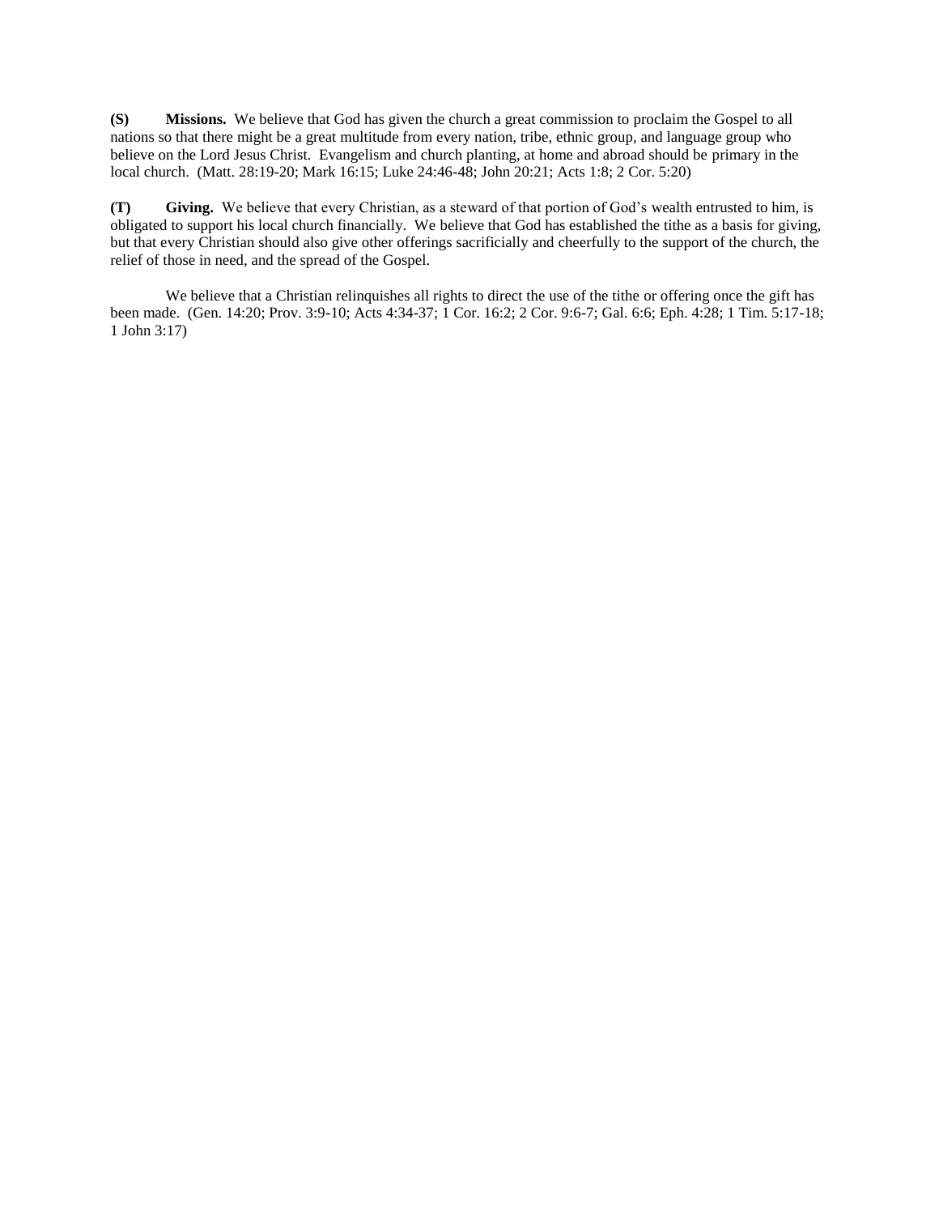**(S)** **Missions.** We believe that God has given the church a great commission to proclaim the Gospel to all nations so that there might be a great multitude from every nation, tribe, ethnic group, and language group who believe on the Lord Jesus Christ. Evangelism and church planting, at home and abroad should be primary in the local church. (Matt. 28:19-20; Mark 16:15; Luke 24:46-48; John 20:21; Acts 1:8; 2 Cor. 5:20)

**(T)** **Giving.** We believe that every Christian, as a steward of that portion of God's wealth entrusted to him, is obligated to support his local church financially. We believe that God has established the tithe as a basis for giving, but that every Christian should also give other offerings sacrificially and cheerfully to the support of the church, the relief of those in need, and the spread of the Gospel.

We believe that a Christian relinquishes all rights to direct the use of the tithe or offering once the gift has been made. (Gen. 14:20; Prov. 3:9-10; Acts 4:34-37; 1 Cor. 16:2; 2 Cor. 9:6-7; Gal. 6:6; Eph. 4:28; 1 Tim. 5:17-18; 1 John 3:17)